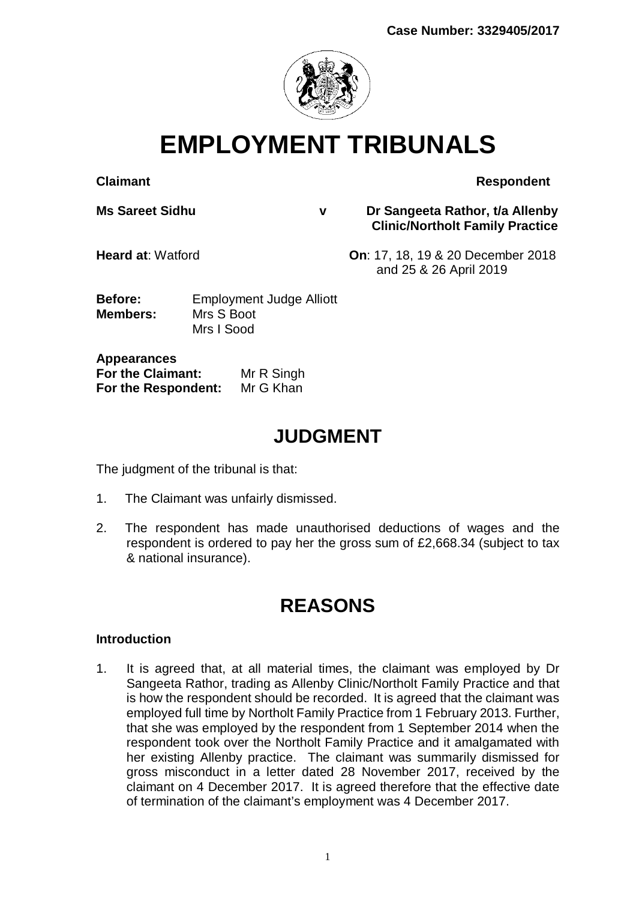**Case Number: 3329405/2017**

# EMPLOYMENT TRIBUNALS

| **Claimant** | | **Respondent** |
|---|---|---|
| **Ms Sareet Sidhu** | **v** | **Dr Sangeeta Rathor, t/a Allenby Clinic/Northolt Family Practice** |

**Heard at**: Watford **On**: 17, 18, 19 & 20 December 2018 and 25 & 26 April 2019

**Before:** Employment Judge Alliott
**Members:** Mrs S Boot
Mrs I Sood

**Appearances**
**For the Claimant:** Mr R Singh
**For the Respondent:** Mr G Khan

## JUDGMENT

The judgment of the tribunal is that:

1. The Claimant was unfairly dismissed.

2. The respondent has made unauthorised deductions of wages and the respondent is ordered to pay her the gross sum of £2,668.34 (subject to tax & national insurance).

## REASONS

### Introduction

1. It is agreed that, at all material times, the claimant was employed by Dr Sangeeta Rathor, trading as Allenby Clinic/Northolt Family Practice and that is how the respondent should be recorded. It is agreed that the claimant was employed full time by Northolt Family Practice from 1 February 2013. Further, that she was employed by the respondent from 1 September 2014 when the respondent took over the Northolt Family Practice and it amalgamated with her existing Allenby practice. The claimant was summarily dismissed for gross misconduct in a letter dated 28 November 2017, received by the claimant on 4 December 2017. It is agreed therefore that the effective date of termination of the claimant's employment was 4 December 2017.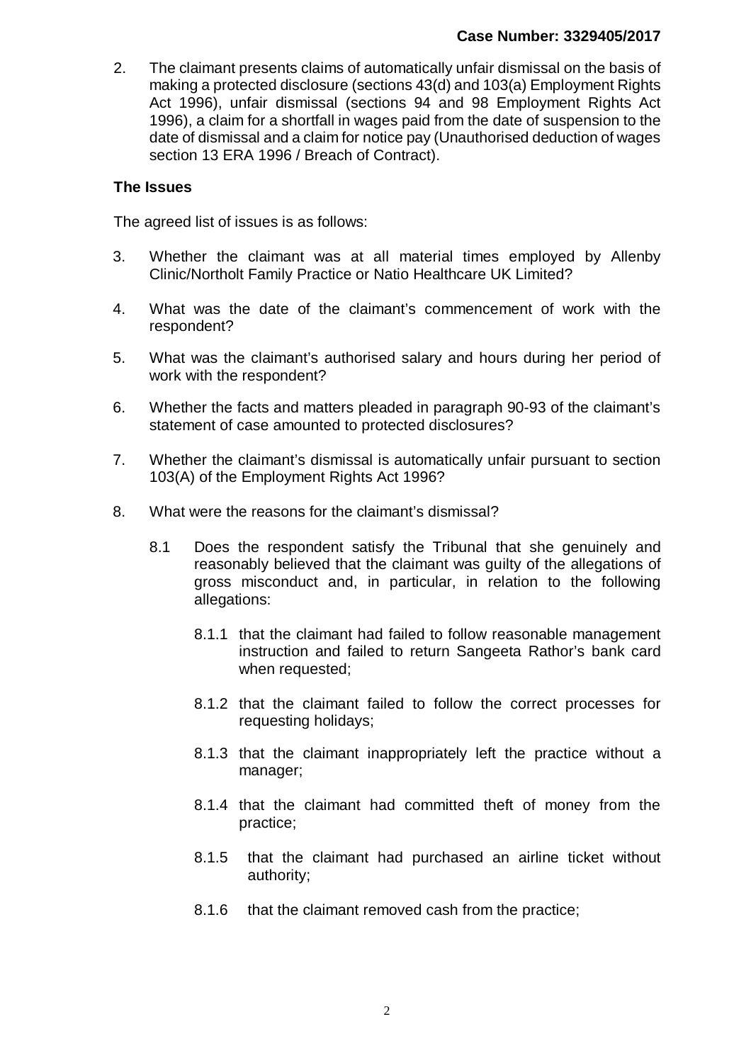2. The claimant presents claims of automatically unfair dismissal on the basis of making a protected disclosure (sections 43(d) and 103(a) Employment Rights Act 1996), unfair dismissal (sections 94 and 98 Employment Rights Act 1996), a claim for a shortfall in wages paid from the date of suspension to the date of dismissal and a claim for notice pay (Unauthorised deduction of wages section 13 ERA 1996 / Breach of Contract).

**The Issues**

The agreed list of issues is as follows:

3. Whether the claimant was at all material times employed by Allenby Clinic/Northolt Family Practice or Natio Healthcare UK Limited?

4. What was the date of the claimant's commencement of work with the respondent?

5. What was the claimant's authorised salary and hours during her period of work with the respondent?

6. Whether the facts and matters pleaded in paragraph 90-93 of the claimant's statement of case amounted to protected disclosures?

7. Whether the claimant's dismissal is automatically unfair pursuant to section 103(A) of the Employment Rights Act 1996?

8. What were the reasons for the claimant's dismissal?

    8.1 Does the respondent satisfy the Tribunal that she genuinely and reasonably believed that the claimant was guilty of the allegations of gross misconduct and, in particular, in relation to the following allegations:

        8.1.1 that the claimant had failed to follow reasonable management instruction and failed to return Sangeeta Rathor's bank card when requested;

        8.1.2 that the claimant failed to follow the correct processes for requesting holidays;

        8.1.3 that the claimant inappropriately left the practice without a manager;

        8.1.4 that the claimant had committed theft of money from the practice;

        8.1.5 that the claimant had purchased an airline ticket without authority;

        8.1.6 that the claimant removed cash from the practice;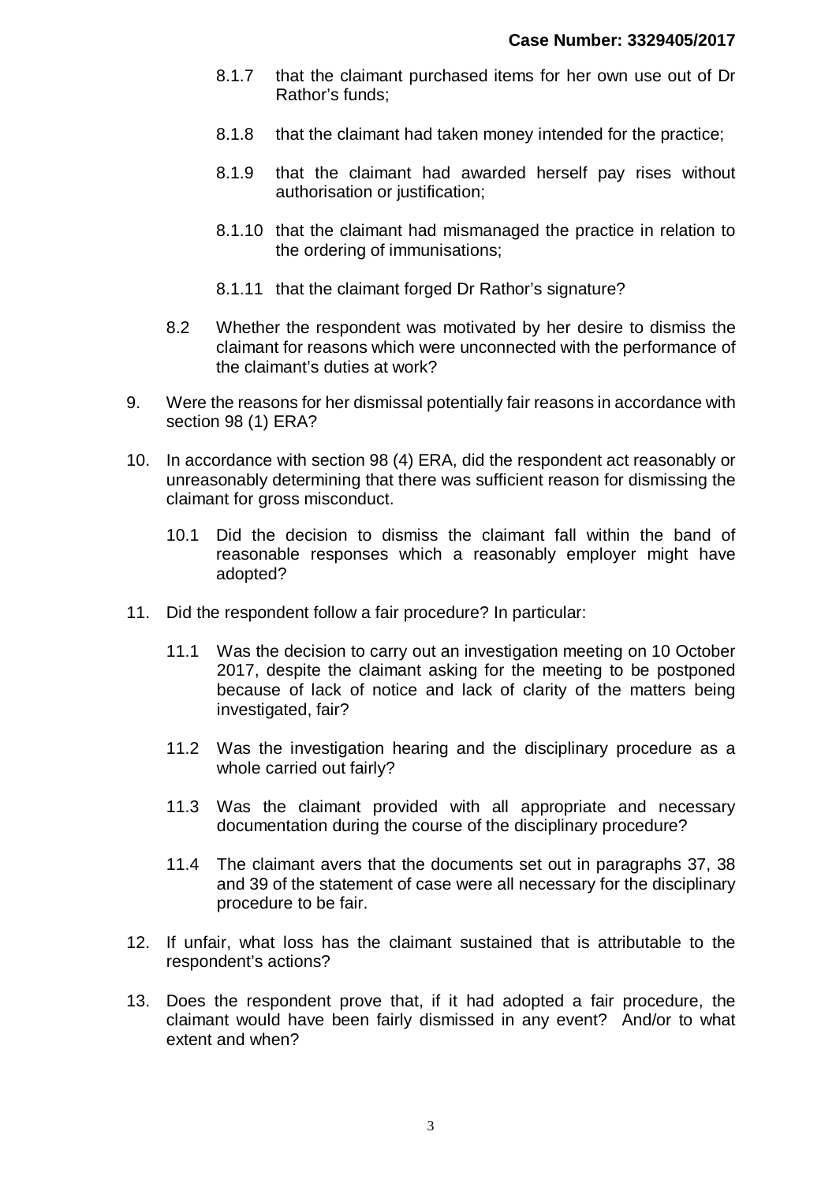8.1.7 that the claimant purchased items for her own use out of Dr Rathor's funds;

8.1.8 that the claimant had taken money intended for the practice;

8.1.9 that the claimant had awarded herself pay rises without authorisation or justification;

8.1.10 that the claimant had mismanaged the practice in relation to the ordering of immunisations;

8.1.11 that the claimant forged Dr Rathor's signature?

8.2 Whether the respondent was motivated by her desire to dismiss the claimant for reasons which were unconnected with the performance of the claimant's duties at work?

9. Were the reasons for her dismissal potentially fair reasons in accordance with section 98 (1) ERA?

10. In accordance with section 98 (4) ERA, did the respondent act reasonably or unreasonably determining that there was sufficient reason for dismissing the claimant for gross misconduct.

10.1 Did the decision to dismiss the claimant fall within the band of reasonable responses which a reasonably employer might have adopted?

11. Did the respondent follow a fair procedure? In particular:

11.1 Was the decision to carry out an investigation meeting on 10 October 2017, despite the claimant asking for the meeting to be postponed because of lack of notice and lack of clarity of the matters being investigated, fair?

11.2 Was the investigation hearing and the disciplinary procedure as a whole carried out fairly?

11.3 Was the claimant provided with all appropriate and necessary documentation during the course of the disciplinary procedure?

11.4 The claimant avers that the documents set out in paragraphs 37, 38 and 39 of the statement of case were all necessary for the disciplinary procedure to be fair.

12. If unfair, what loss has the claimant sustained that is attributable to the respondent's actions?

13. Does the respondent prove that, if it had adopted a fair procedure, the claimant would have been fairly dismissed in any event? And/or to what extent and when?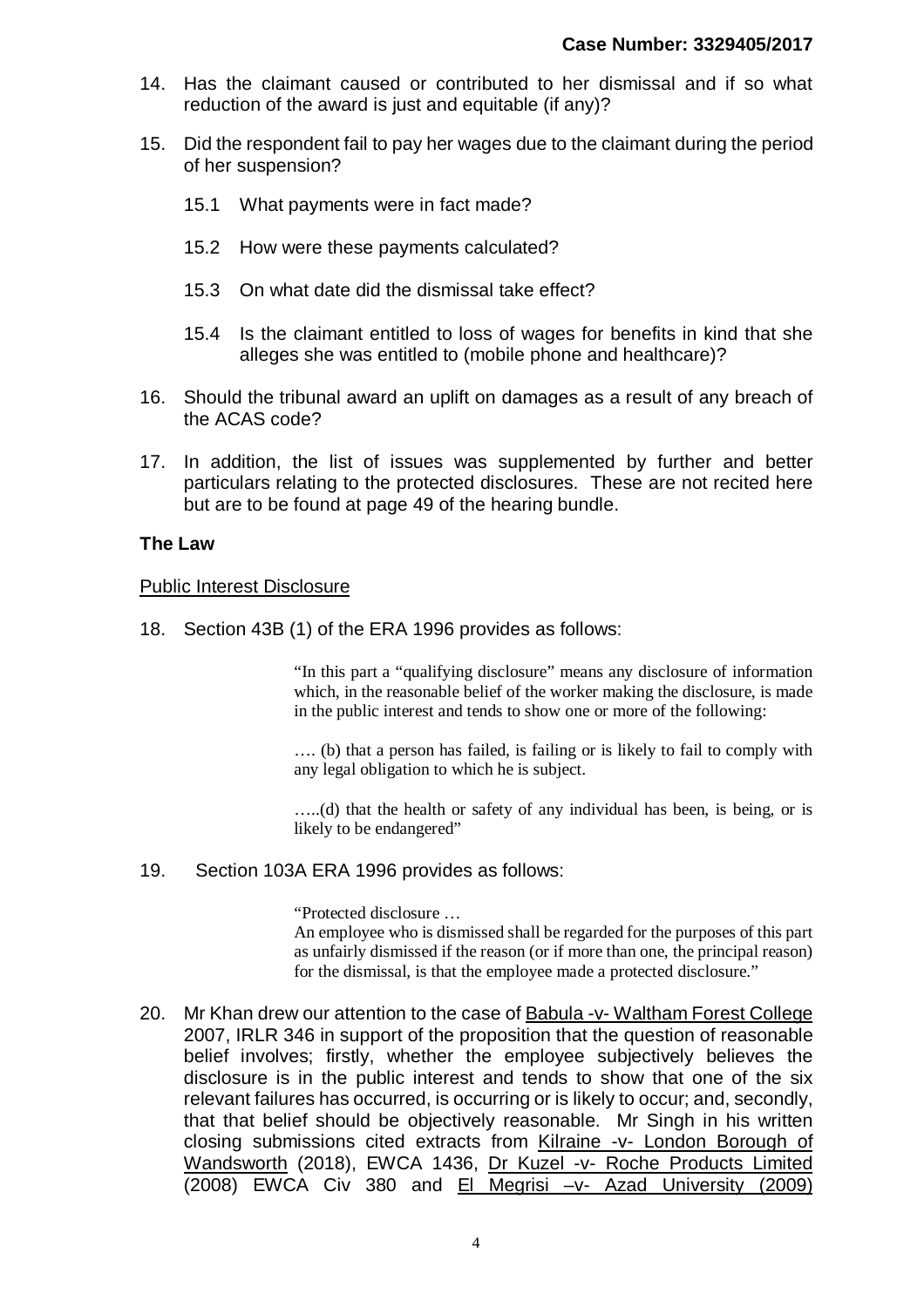14. Has the claimant caused or contributed to her dismissal and if so what reduction of the award is just and equitable (if any)?

15. Did the respondent fail to pay her wages due to the claimant during the period of her suspension?

    15.1 What payments were in fact made?

    15.2 How were these payments calculated?

    15.3 On what date did the dismissal take effect?

    15.4 Is the claimant entitled to loss of wages for benefits in kind that she alleges she was entitled to (mobile phone and healthcare)?

16. Should the tribunal award an uplift on damages as a result of any breach of the ACAS code?

17. In addition, the list of issues was supplemented by further and better particulars relating to the protected disclosures. These are not recited here but are to be found at page 49 of the hearing bundle.

## The Law

### Public Interest Disclosure

18. Section 43B (1) of the ERA 1996 provides as follows:

> "In this part a "qualifying disclosure" means any disclosure of information which, in the reasonable belief of the worker making the disclosure, is made in the public interest and tends to show one or more of the following:
>
> …. (b) that a person has failed, is failing or is likely to fail to comply with any legal obligation to which he is subject.
>
> …..(d) that the health or safety of any individual has been, is being, or is likely to be endangered"

19. Section 103A ERA 1996 provides as follows:

> "Protected disclosure …
> An employee who is dismissed shall be regarded for the purposes of this part as unfairly dismissed if the reason (or if more than one, the principal reason) for the dismissal, is that the employee made a protected disclosure."

20. Mr Khan drew our attention to the case of Babula -v- Waltham Forest College 2007, IRLR 346 in support of the proposition that the question of reasonable belief involves; firstly, whether the employee subjectively believes the disclosure is in the public interest and tends to show that one of the six relevant failures has occurred, is occurring or is likely to occur; and, secondly, that that belief should be objectively reasonable. Mr Singh in his written closing submissions cited extracts from Kilraine -v- London Borough of Wandsworth (2018), EWCA 1436, Dr Kuzel -v- Roche Products Limited (2008) EWCA Civ 380 and El Megrisi –v- Azad University (2009)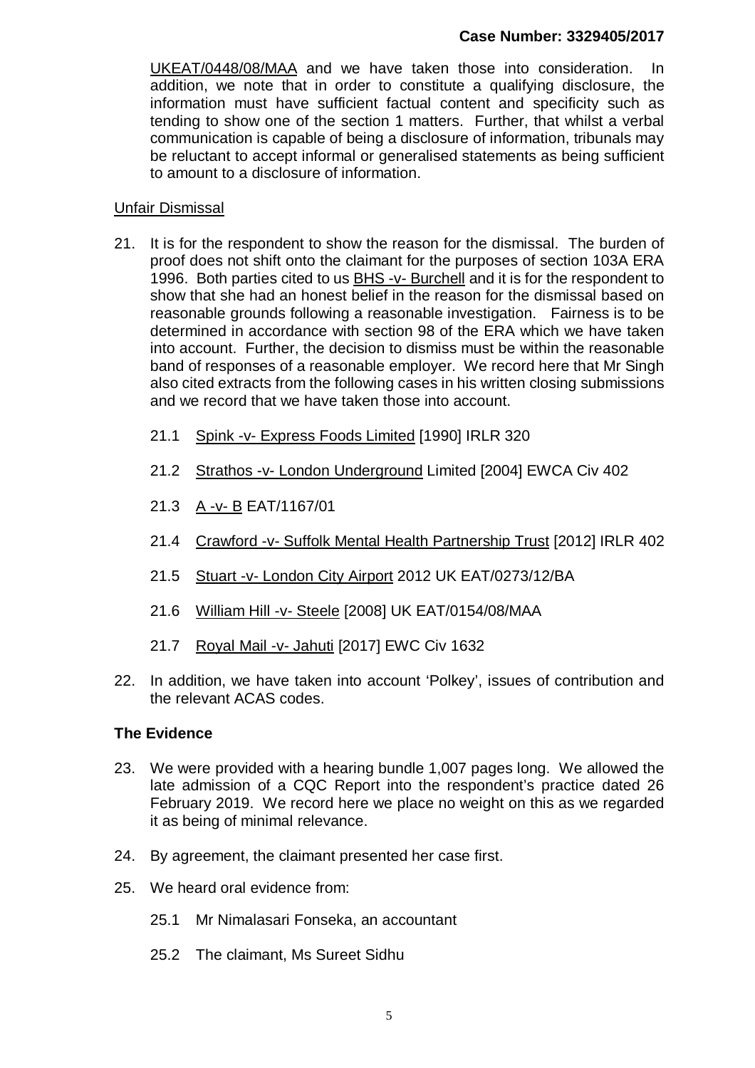UKEAT/0448/08/MAA and we have taken those into consideration. In addition, we note that in order to constitute a qualifying disclosure, the information must have sufficient factual content and specificity such as tending to show one of the section 1 matters. Further, that whilst a verbal communication is capable of being a disclosure of information, tribunals may be reluctant to accept informal or generalised statements as being sufficient to amount to a disclosure of information.

Unfair Dismissal

21. It is for the respondent to show the reason for the dismissal. The burden of proof does not shift onto the claimant for the purposes of section 103A ERA 1996. Both parties cited to us BHS -v- Burchell and it is for the respondent to show that she had an honest belief in the reason for the dismissal based on reasonable grounds following a reasonable investigation. Fairness is to be determined in accordance with section 98 of the ERA which we have taken into account. Further, the decision to dismiss must be within the reasonable band of responses of a reasonable employer. We record here that Mr Singh also cited extracts from the following cases in his written closing submissions and we record that we have taken those into account.

    21.1 Spink -v- Express Foods Limited [1990] IRLR 320

    21.2 Strathos -v- London Underground Limited [2004] EWCA Civ 402

    21.3 A -v- B EAT/1167/01

    21.4 Crawford -v- Suffolk Mental Health Partnership Trust [2012] IRLR 402

    21.5 Stuart -v- London City Airport 2012 UK EAT/0273/12/BA

    21.6 William Hill -v- Steele [2008] UK EAT/0154/08/MAA

    21.7 Royal Mail -v- Jahuti [2017] EWC Civ 1632

22. In addition, we have taken into account 'Polkey', issues of contribution and the relevant ACAS codes.

**The Evidence**

23. We were provided with a hearing bundle 1,007 pages long. We allowed the late admission of a CQC Report into the respondent's practice dated 26 February 2019. We record here we place no weight on this as we regarded it as being of minimal relevance.

24. By agreement, the claimant presented her case first.

25. We heard oral evidence from:

    25.1 Mr Nimalasari Fonseka, an accountant

    25.2 The claimant, Ms Sureet Sidhu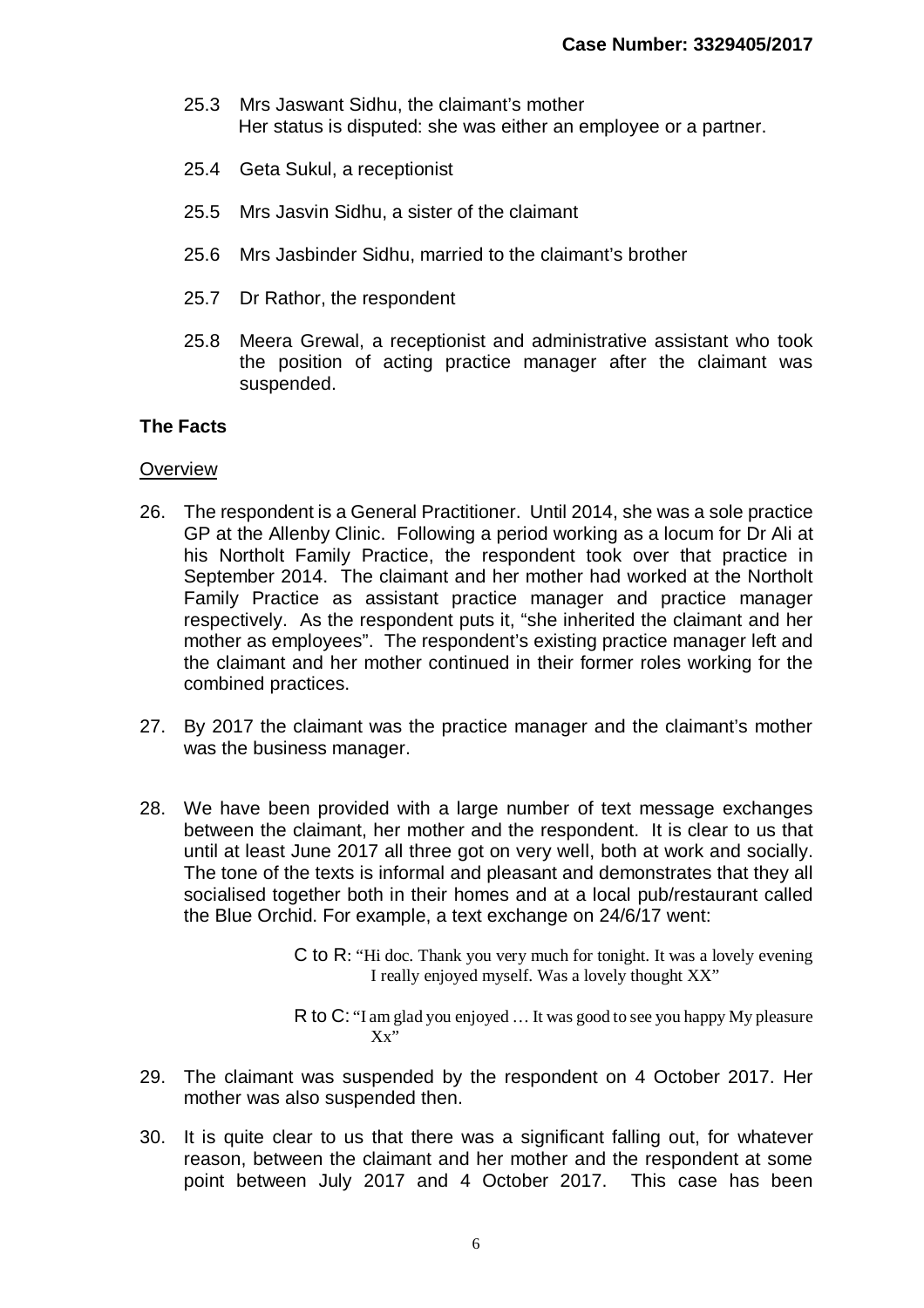25.3 Mrs Jaswant Sidhu, the claimant's mother
Her status is disputed: she was either an employee or a partner.

25.4 Geta Sukul, a receptionist

25.5 Mrs Jasvin Sidhu, a sister of the claimant

25.6 Mrs Jasbinder Sidhu, married to the claimant's brother

25.7 Dr Rathor, the respondent

25.8 Meera Grewal, a receptionist and administrative assistant who took the position of acting practice manager after the claimant was suspended.

**The Facts**

Overview

26. The respondent is a General Practitioner. Until 2014, she was a sole practice GP at the Allenby Clinic. Following a period working as a locum for Dr Ali at his Northolt Family Practice, the respondent took over that practice in September 2014. The claimant and her mother had worked at the Northolt Family Practice as assistant practice manager and practice manager respectively. As the respondent puts it, "she inherited the claimant and her mother as employees". The respondent's existing practice manager left and the claimant and her mother continued in their former roles working for the combined practices.

27. By 2017 the claimant was the practice manager and the claimant's mother was the business manager.

28. We have been provided with a large number of text message exchanges between the claimant, her mother and the respondent. It is clear to us that until at least June 2017 all three got on very well, both at work and socially. The tone of the texts is informal and pleasant and demonstrates that they all socialised together both in their homes and at a local pub/restaurant called the Blue Orchid. For example, a text exchange on 24/6/17 went:

> C to R: "Hi doc. Thank you very much for tonight. It was a lovely evening I really enjoyed myself. Was a lovely thought XX"
>
> R to C: "I am glad you enjoyed … It was good to see you happy My pleasure Xx"

29. The claimant was suspended by the respondent on 4 October 2017. Her mother was also suspended then.

30. It is quite clear to us that there was a significant falling out, for whatever reason, between the claimant and her mother and the respondent at some point between July 2017 and 4 October 2017. This case has been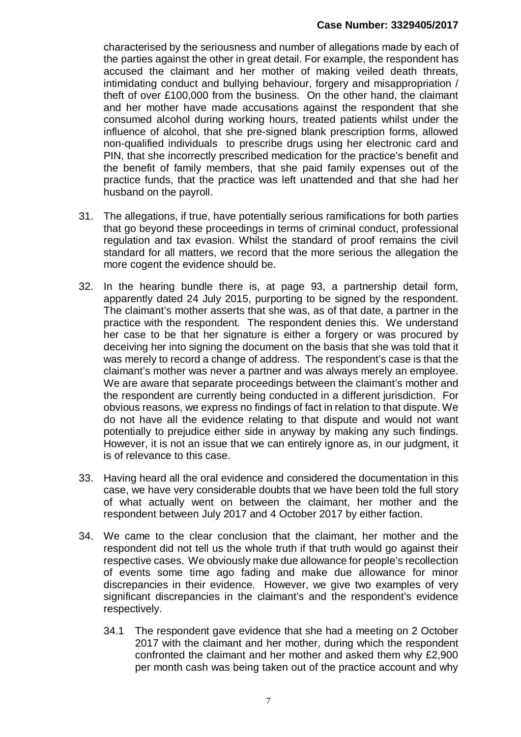characterised by the seriousness and number of allegations made by each of the parties against the other in great detail. For example, the respondent has accused the claimant and her mother of making veiled death threats, intimidating conduct and bullying behaviour, forgery and misappropriation / theft of over £100,000 from the business. On the other hand, the claimant and her mother have made accusations against the respondent that she consumed alcohol during working hours, treated patients whilst under the influence of alcohol, that she pre-signed blank prescription forms, allowed non-qualified individuals to prescribe drugs using her electronic card and PIN, that she incorrectly prescribed medication for the practice's benefit and the benefit of family members, that she paid family expenses out of the practice funds, that the practice was left unattended and that she had her husband on the payroll.

31. The allegations, if true, have potentially serious ramifications for both parties that go beyond these proceedings in terms of criminal conduct, professional regulation and tax evasion. Whilst the standard of proof remains the civil standard for all matters, we record that the more serious the allegation the more cogent the evidence should be.

32. In the hearing bundle there is, at page 93, a partnership detail form, apparently dated 24 July 2015, purporting to be signed by the respondent. The claimant's mother asserts that she was, as of that date, a partner in the practice with the respondent. The respondent denies this. We understand her case to be that her signature is either a forgery or was procured by deceiving her into signing the document on the basis that she was told that it was merely to record a change of address. The respondent's case is that the claimant's mother was never a partner and was always merely an employee. We are aware that separate proceedings between the claimant's mother and the respondent are currently being conducted in a different jurisdiction. For obvious reasons, we express no findings of fact in relation to that dispute. We do not have all the evidence relating to that dispute and would not want potentially to prejudice either side in anyway by making any such findings. However, it is not an issue that we can entirely ignore as, in our judgment, it is of relevance to this case.

33. Having heard all the oral evidence and considered the documentation in this case, we have very considerable doubts that we have been told the full story of what actually went on between the claimant, her mother and the respondent between July 2017 and 4 October 2017 by either faction.

34. We came to the clear conclusion that the claimant, her mother and the respondent did not tell us the whole truth if that truth would go against their respective cases. We obviously make due allowance for people's recollection of events some time ago fading and make due allowance for minor discrepancies in their evidence. However, we give two examples of very significant discrepancies in the claimant's and the respondent's evidence respectively.

    34.1 The respondent gave evidence that she had a meeting on 2 October 2017 with the claimant and her mother, during which the respondent confronted the claimant and her mother and asked them why £2,900 per month cash was being taken out of the practice account and why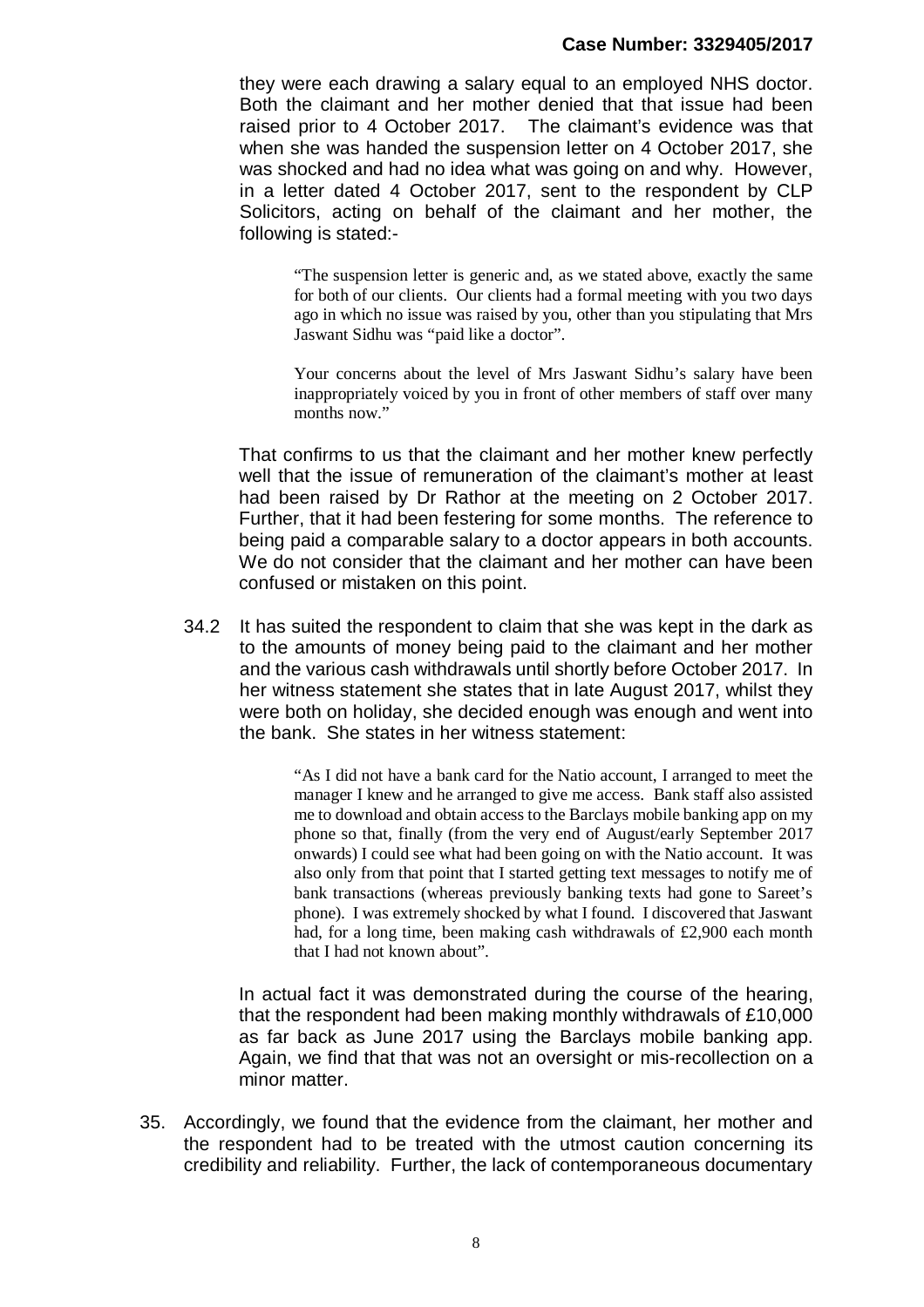they were each drawing a salary equal to an employed NHS doctor. Both the claimant and her mother denied that that issue had been raised prior to 4 October 2017. The claimant's evidence was that when she was handed the suspension letter on 4 October 2017, she was shocked and had no idea what was going on and why. However, in a letter dated 4 October 2017, sent to the respondent by CLP Solicitors, acting on behalf of the claimant and her mother, the following is stated:-

> "The suspension letter is generic and, as we stated above, exactly the same for both of our clients. Our clients had a formal meeting with you two days ago in which no issue was raised by you, other than you stipulating that Mrs Jaswant Sidhu was "paid like a doctor".
>
> Your concerns about the level of Mrs Jaswant Sidhu's salary have been inappropriately voiced by you in front of other members of staff over many months now."

That confirms to us that the claimant and her mother knew perfectly well that the issue of remuneration of the claimant's mother at least had been raised by Dr Rathor at the meeting on 2 October 2017. Further, that it had been festering for some months. The reference to being paid a comparable salary to a doctor appears in both accounts. We do not consider that the claimant and her mother can have been confused or mistaken on this point.

34.2 It has suited the respondent to claim that she was kept in the dark as to the amounts of money being paid to the claimant and her mother and the various cash withdrawals until shortly before October 2017. In her witness statement she states that in late August 2017, whilst they were both on holiday, she decided enough was enough and went into the bank. She states in her witness statement:

> "As I did not have a bank card for the Natio account, I arranged to meet the manager I knew and he arranged to give me access. Bank staff also assisted me to download and obtain access to the Barclays mobile banking app on my phone so that, finally (from the very end of August/early September 2017 onwards) I could see what had been going on with the Natio account. It was also only from that point that I started getting text messages to notify me of bank transactions (whereas previously banking texts had gone to Sareet's phone). I was extremely shocked by what I found. I discovered that Jaswant had, for a long time, been making cash withdrawals of £2,900 each month that I had not known about".

In actual fact it was demonstrated during the course of the hearing, that the respondent had been making monthly withdrawals of £10,000 as far back as June 2017 using the Barclays mobile banking app. Again, we find that that was not an oversight or mis-recollection on a minor matter.

35. Accordingly, we found that the evidence from the claimant, her mother and the respondent had to be treated with the utmost caution concerning its credibility and reliability. Further, the lack of contemporaneous documentary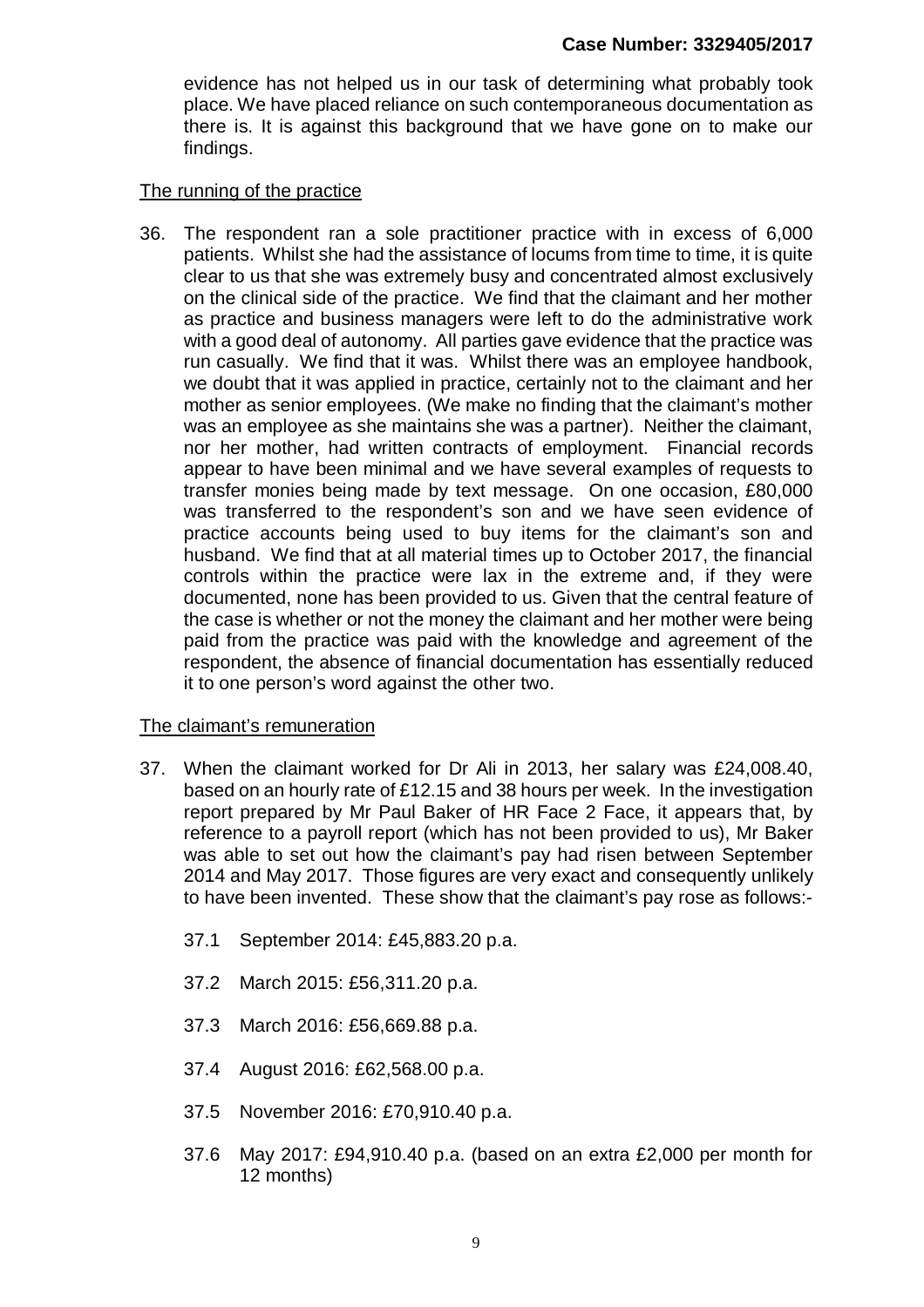evidence has not helped us in our task of determining what probably took place. We have placed reliance on such contemporaneous documentation as there is. It is against this background that we have gone on to make our findings.

<u>The running of the practice</u>

36. The respondent ran a sole practitioner practice with in excess of 6,000 patients. Whilst she had the assistance of locums from time to time, it is quite clear to us that she was extremely busy and concentrated almost exclusively on the clinical side of the practice. We find that the claimant and her mother as practice and business managers were left to do the administrative work with a good deal of autonomy. All parties gave evidence that the practice was run casually. We find that it was. Whilst there was an employee handbook, we doubt that it was applied in practice, certainly not to the claimant and her mother as senior employees. (We make no finding that the claimant's mother was an employee as she maintains she was a partner). Neither the claimant, nor her mother, had written contracts of employment. Financial records appear to have been minimal and we have several examples of requests to transfer monies being made by text message. On one occasion, £80,000 was transferred to the respondent's son and we have seen evidence of practice accounts being used to buy items for the claimant's son and husband. We find that at all material times up to October 2017, the financial controls within the practice were lax in the extreme and, if they were documented, none has been provided to us. Given that the central feature of the case is whether or not the money the claimant and her mother were being paid from the practice was paid with the knowledge and agreement of the respondent, the absence of financial documentation has essentially reduced it to one person's word against the other two.

<u>The claimant's remuneration</u>

37. When the claimant worked for Dr Ali in 2013, her salary was £24,008.40, based on an hourly rate of £12.15 and 38 hours per week. In the investigation report prepared by Mr Paul Baker of HR Face 2 Face, it appears that, by reference to a payroll report (which has not been provided to us), Mr Baker was able to set out how the claimant's pay had risen between September 2014 and May 2017. Those figures are very exact and consequently unlikely to have been invented. These show that the claimant's pay rose as follows:-

    37.1 September 2014: £45,883.20 p.a.

    37.2 March 2015: £56,311.20 p.a.

    37.3 March 2016: £56,669.88 p.a.

    37.4 August 2016: £62,568.00 p.a.

    37.5 November 2016: £70,910.40 p.a.

    37.6 May 2017: £94,910.40 p.a. (based on an extra £2,000 per month for 12 months)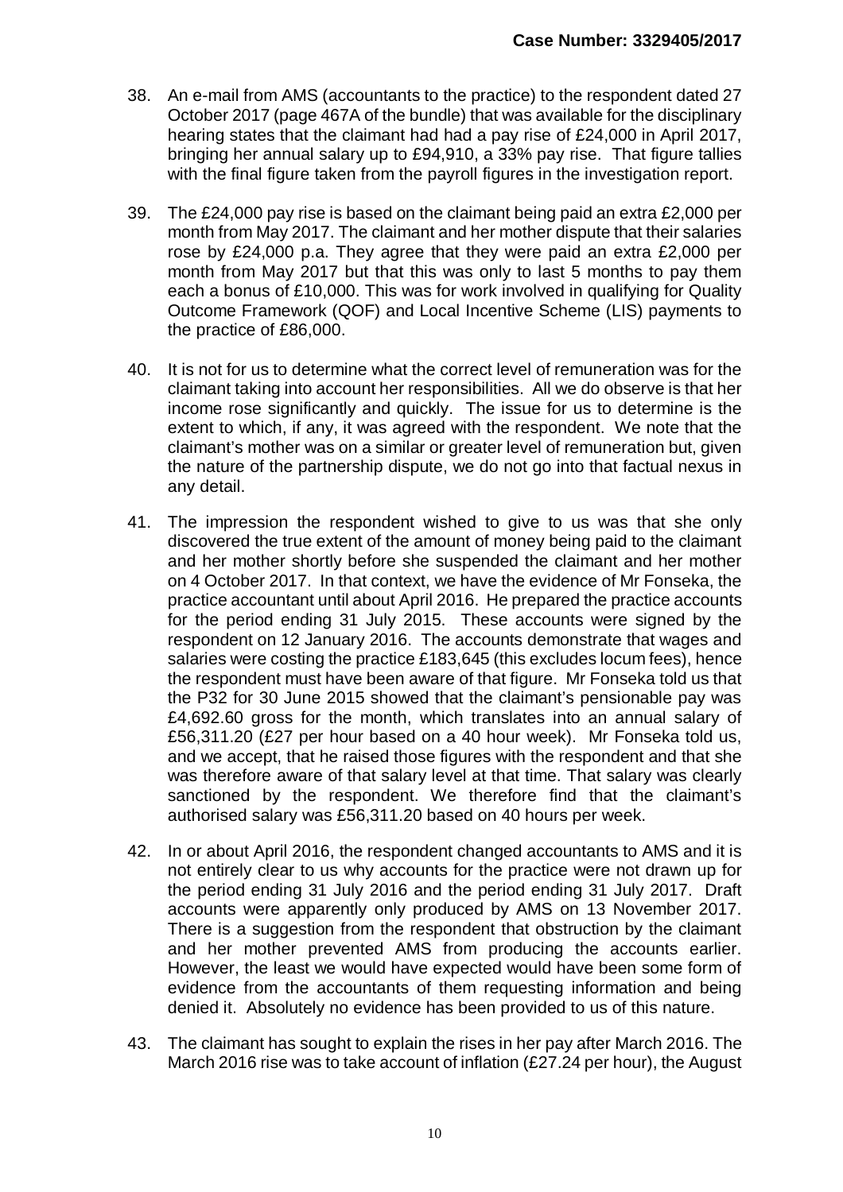38. An e-mail from AMS (accountants to the practice) to the respondent dated 27 October 2017 (page 467A of the bundle) that was available for the disciplinary hearing states that the claimant had had a pay rise of £24,000 in April 2017, bringing her annual salary up to £94,910, a 33% pay rise. That figure tallies with the final figure taken from the payroll figures in the investigation report.

39. The £24,000 pay rise is based on the claimant being paid an extra £2,000 per month from May 2017. The claimant and her mother dispute that their salaries rose by £24,000 p.a. They agree that they were paid an extra £2,000 per month from May 2017 but that this was only to last 5 months to pay them each a bonus of £10,000. This was for work involved in qualifying for Quality Outcome Framework (QOF) and Local Incentive Scheme (LIS) payments to the practice of £86,000.

40. It is not for us to determine what the correct level of remuneration was for the claimant taking into account her responsibilities. All we do observe is that her income rose significantly and quickly. The issue for us to determine is the extent to which, if any, it was agreed with the respondent. We note that the claimant's mother was on a similar or greater level of remuneration but, given the nature of the partnership dispute, we do not go into that factual nexus in any detail.

41. The impression the respondent wished to give to us was that she only discovered the true extent of the amount of money being paid to the claimant and her mother shortly before she suspended the claimant and her mother on 4 October 2017. In that context, we have the evidence of Mr Fonseka, the practice accountant until about April 2016. He prepared the practice accounts for the period ending 31 July 2015. These accounts were signed by the respondent on 12 January 2016. The accounts demonstrate that wages and salaries were costing the practice £183,645 (this excludes locum fees), hence the respondent must have been aware of that figure. Mr Fonseka told us that the P32 for 30 June 2015 showed that the claimant's pensionable pay was £4,692.60 gross for the month, which translates into an annual salary of £56,311.20 (£27 per hour based on a 40 hour week). Mr Fonseka told us, and we accept, that he raised those figures with the respondent and that she was therefore aware of that salary level at that time. That salary was clearly sanctioned by the respondent. We therefore find that the claimant's authorised salary was £56,311.20 based on 40 hours per week.

42. In or about April 2016, the respondent changed accountants to AMS and it is not entirely clear to us why accounts for the practice were not drawn up for the period ending 31 July 2016 and the period ending 31 July 2017. Draft accounts were apparently only produced by AMS on 13 November 2017. There is a suggestion from the respondent that obstruction by the claimant and her mother prevented AMS from producing the accounts earlier. However, the least we would have expected would have been some form of evidence from the accountants of them requesting information and being denied it. Absolutely no evidence has been provided to us of this nature.

43. The claimant has sought to explain the rises in her pay after March 2016. The March 2016 rise was to take account of inflation (£27.24 per hour), the August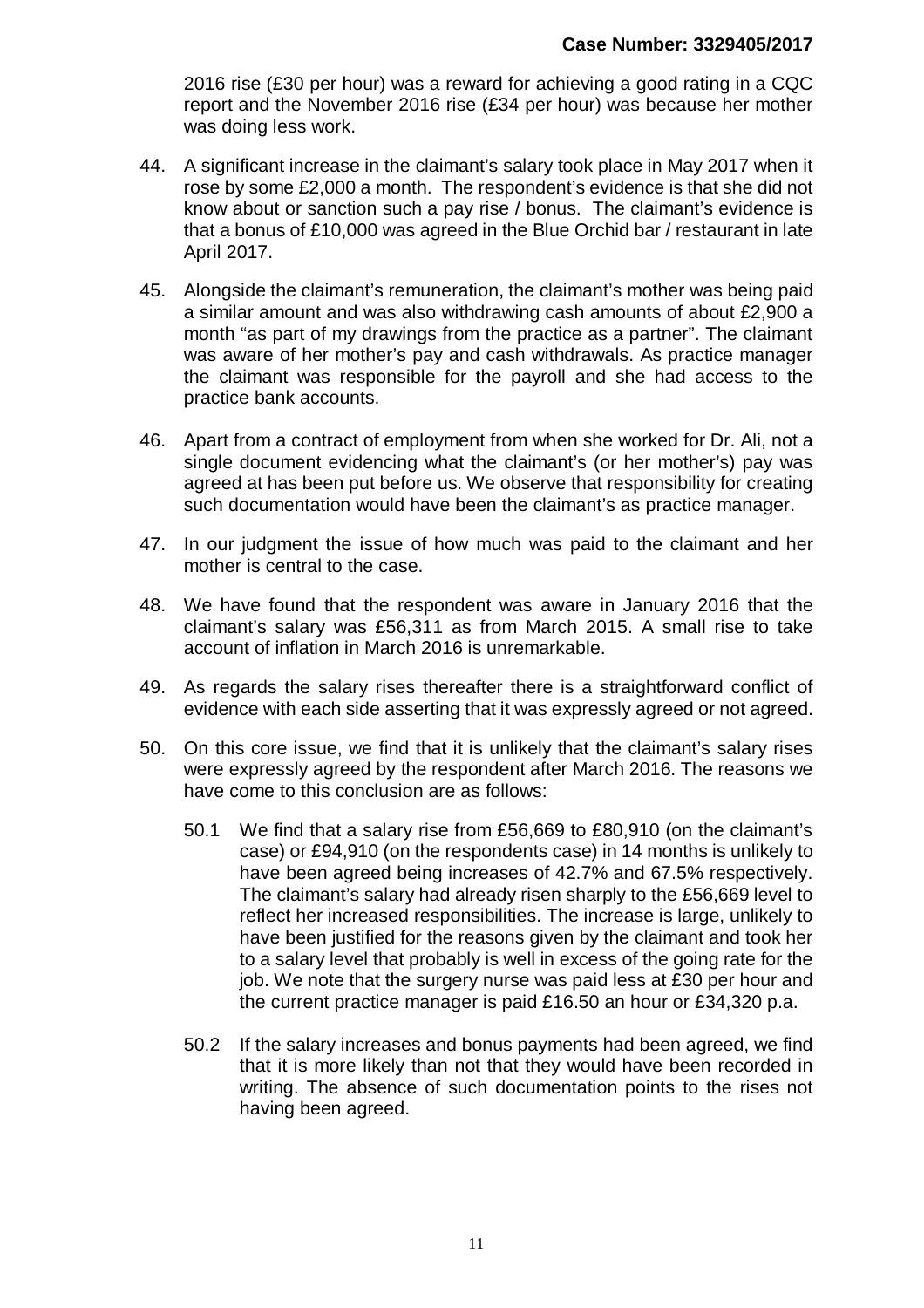2016 rise (£30 per hour) was a reward for achieving a good rating in a CQC report and the November 2016 rise (£34 per hour) was because her mother was doing less work.

44. A significant increase in the claimant's salary took place in May 2017 when it rose by some £2,000 a month. The respondent's evidence is that she did not know about or sanction such a pay rise / bonus. The claimant's evidence is that a bonus of £10,000 was agreed in the Blue Orchid bar / restaurant in late April 2017.

45. Alongside the claimant's remuneration, the claimant's mother was being paid a similar amount and was also withdrawing cash amounts of about £2,900 a month "as part of my drawings from the practice as a partner". The claimant was aware of her mother's pay and cash withdrawals. As practice manager the claimant was responsible for the payroll and she had access to the practice bank accounts.

46. Apart from a contract of employment from when she worked for Dr. Ali, not a single document evidencing what the claimant's (or her mother's) pay was agreed at has been put before us. We observe that responsibility for creating such documentation would have been the claimant's as practice manager.

47. In our judgment the issue of how much was paid to the claimant and her mother is central to the case.

48. We have found that the respondent was aware in January 2016 that the claimant's salary was £56,311 as from March 2015. A small rise to take account of inflation in March 2016 is unremarkable.

49. As regards the salary rises thereafter there is a straightforward conflict of evidence with each side asserting that it was expressly agreed or not agreed.

50. On this core issue, we find that it is unlikely that the claimant's salary rises were expressly agreed by the respondent after March 2016. The reasons we have come to this conclusion are as follows:

    50.1 We find that a salary rise from £56,669 to £80,910 (on the claimant's case) or £94,910 (on the respondents case) in 14 months is unlikely to have been agreed being increases of 42.7% and 67.5% respectively. The claimant's salary had already risen sharply to the £56,669 level to reflect her increased responsibilities. The increase is large, unlikely to have been justified for the reasons given by the claimant and took her to a salary level that probably is well in excess of the going rate for the job. We note that the surgery nurse was paid less at £30 per hour and the current practice manager is paid £16.50 an hour or £34,320 p.a.

    50.2 If the salary increases and bonus payments had been agreed, we find that it is more likely than not that they would have been recorded in writing. The absence of such documentation points to the rises not having been agreed.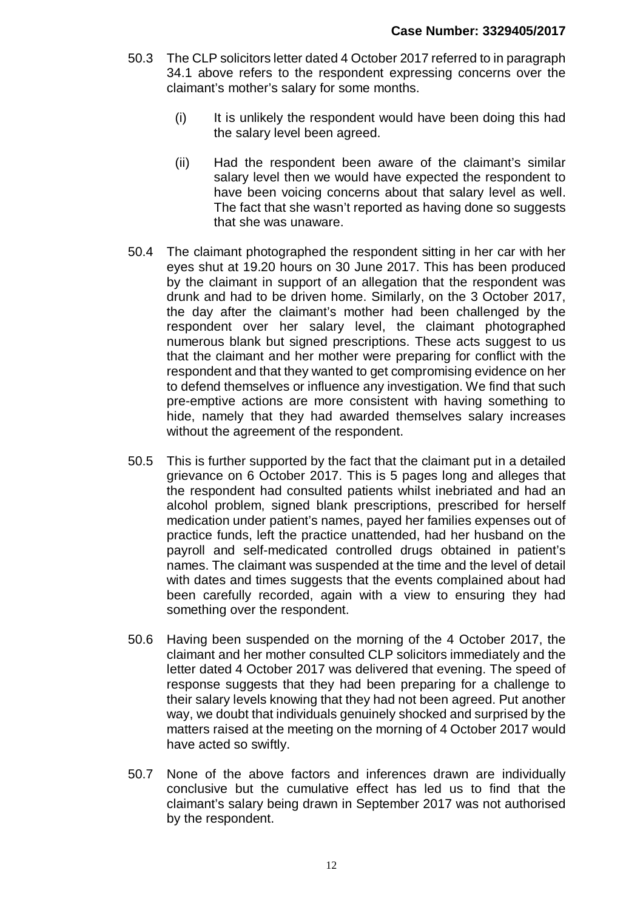50.3 The CLP solicitors letter dated 4 October 2017 referred to in paragraph 34.1 above refers to the respondent expressing concerns over the claimant's mother's salary for some months.

(i) It is unlikely the respondent would have been doing this had the salary level been agreed.

(ii) Had the respondent been aware of the claimant's similar salary level then we would have expected the respondent to have been voicing concerns about that salary level as well. The fact that she wasn't reported as having done so suggests that she was unaware.

50.4 The claimant photographed the respondent sitting in her car with her eyes shut at 19.20 hours on 30 June 2017. This has been produced by the claimant in support of an allegation that the respondent was drunk and had to be driven home. Similarly, on the 3 October 2017, the day after the claimant's mother had been challenged by the respondent over her salary level, the claimant photographed numerous blank but signed prescriptions. These acts suggest to us that the claimant and her mother were preparing for conflict with the respondent and that they wanted to get compromising evidence on her to defend themselves or influence any investigation. We find that such pre-emptive actions are more consistent with having something to hide, namely that they had awarded themselves salary increases without the agreement of the respondent.

50.5 This is further supported by the fact that the claimant put in a detailed grievance on 6 October 2017. This is 5 pages long and alleges that the respondent had consulted patients whilst inebriated and had an alcohol problem, signed blank prescriptions, prescribed for herself medication under patient's names, payed her families expenses out of practice funds, left the practice unattended, had her husband on the payroll and self-medicated controlled drugs obtained in patient's names. The claimant was suspended at the time and the level of detail with dates and times suggests that the events complained about had been carefully recorded, again with a view to ensuring they had something over the respondent.

50.6 Having been suspended on the morning of the 4 October 2017, the claimant and her mother consulted CLP solicitors immediately and the letter dated 4 October 2017 was delivered that evening. The speed of response suggests that they had been preparing for a challenge to their salary levels knowing that they had not been agreed. Put another way, we doubt that individuals genuinely shocked and surprised by the matters raised at the meeting on the morning of 4 October 2017 would have acted so swiftly.

50.7 None of the above factors and inferences drawn are individually conclusive but the cumulative effect has led us to find that the claimant's salary being drawn in September 2017 was not authorised by the respondent.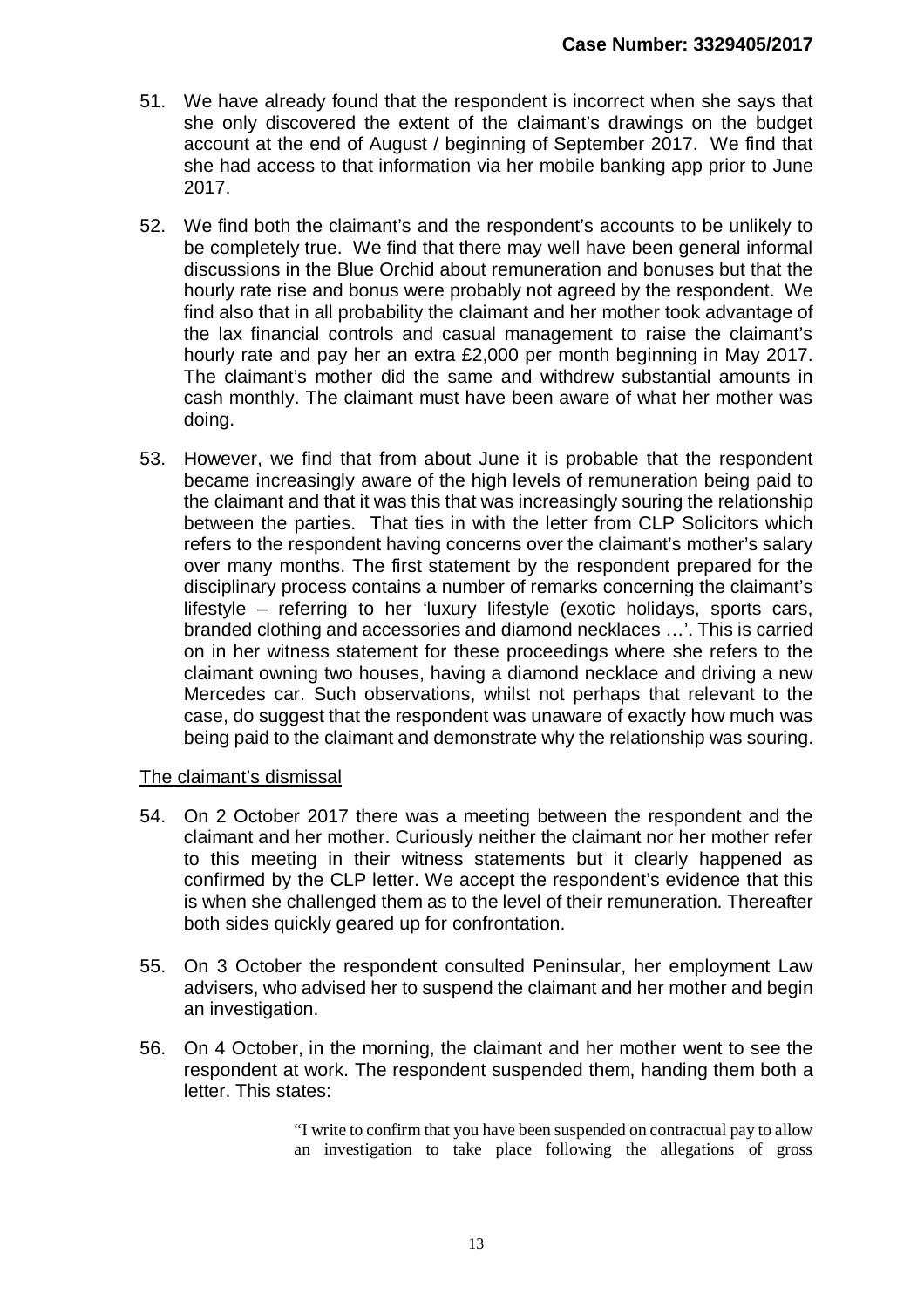51. We have already found that the respondent is incorrect when she says that she only discovered the extent of the claimant's drawings on the budget account at the end of August / beginning of September 2017. We find that she had access to that information via her mobile banking app prior to June 2017.

52. We find both the claimant's and the respondent's accounts to be unlikely to be completely true. We find that there may well have been general informal discussions in the Blue Orchid about remuneration and bonuses but that the hourly rate rise and bonus were probably not agreed by the respondent. We find also that in all probability the claimant and her mother took advantage of the lax financial controls and casual management to raise the claimant's hourly rate and pay her an extra £2,000 per month beginning in May 2017. The claimant's mother did the same and withdrew substantial amounts in cash monthly. The claimant must have been aware of what her mother was doing.

53. However, we find that from about June it is probable that the respondent became increasingly aware of the high levels of remuneration being paid to the claimant and that it was this that was increasingly souring the relationship between the parties. That ties in with the letter from CLP Solicitors which refers to the respondent having concerns over the claimant's mother's salary over many months. The first statement by the respondent prepared for the disciplinary process contains a number of remarks concerning the claimant's lifestyle – referring to her 'luxury lifestyle (exotic holidays, sports cars, branded clothing and accessories and diamond necklaces …'. This is carried on in her witness statement for these proceedings where she refers to the claimant owning two houses, having a diamond necklace and driving a new Mercedes car. Such observations, whilst not perhaps that relevant to the case, do suggest that the respondent was unaware of exactly how much was being paid to the claimant and demonstrate why the relationship was souring.

<u>The claimant's dismissal</u>

54. On 2 October 2017 there was a meeting between the respondent and the claimant and her mother. Curiously neither the claimant nor her mother refer to this meeting in their witness statements but it clearly happened as confirmed by the CLP letter. We accept the respondent's evidence that this is when she challenged them as to the level of their remuneration. Thereafter both sides quickly geared up for confrontation.

55. On 3 October the respondent consulted Peninsular, her employment Law advisers, who advised her to suspend the claimant and her mother and begin an investigation.

56. On 4 October, in the morning, the claimant and her mother went to see the respondent at work. The respondent suspended them, handing them both a letter. This states:

> "I write to confirm that you have been suspended on contractual pay to allow an investigation to take place following the allegations of gross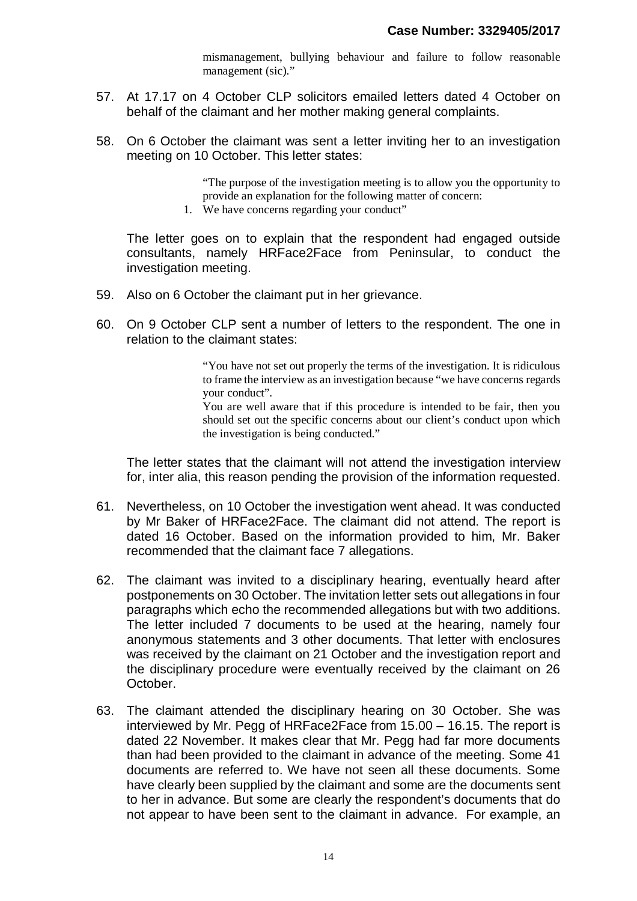mismanagement, bullying behaviour and failure to follow reasonable management (sic)."

57. At 17.17 on 4 October CLP solicitors emailed letters dated 4 October on behalf of the claimant and her mother making general complaints.

58. On 6 October the claimant was sent a letter inviting her to an investigation meeting on 10 October. This letter states:

> "The purpose of the investigation meeting is to allow you the opportunity to provide an explanation for the following matter of concern:
>
> 1. We have concerns regarding your conduct"

The letter goes on to explain that the respondent had engaged outside consultants, namely HRFace2Face from Peninsular, to conduct the investigation meeting.

59. Also on 6 October the claimant put in her grievance.

60. On 9 October CLP sent a number of letters to the respondent. The one in relation to the claimant states:

> "You have not set out properly the terms of the investigation. It is ridiculous to frame the interview as an investigation because "we have concerns regards your conduct".
>
> You are well aware that if this procedure is intended to be fair, then you should set out the specific concerns about our client's conduct upon which the investigation is being conducted."

The letter states that the claimant will not attend the investigation interview for, inter alia, this reason pending the provision of the information requested.

61. Nevertheless, on 10 October the investigation went ahead. It was conducted by Mr Baker of HRFace2Face. The claimant did not attend. The report is dated 16 October. Based on the information provided to him, Mr. Baker recommended that the claimant face 7 allegations.

62. The claimant was invited to a disciplinary hearing, eventually heard after postponements on 30 October. The invitation letter sets out allegations in four paragraphs which echo the recommended allegations but with two additions. The letter included 7 documents to be used at the hearing, namely four anonymous statements and 3 other documents. That letter with enclosures was received by the claimant on 21 October and the investigation report and the disciplinary procedure were eventually received by the claimant on 26 October.

63. The claimant attended the disciplinary hearing on 30 October. She was interviewed by Mr. Pegg of HRFace2Face from 15.00 – 16.15. The report is dated 22 November. It makes clear that Mr. Pegg had far more documents than had been provided to the claimant in advance of the meeting. Some 41 documents are referred to. We have not seen all these documents. Some have clearly been supplied by the claimant and some are the documents sent to her in advance. But some are clearly the respondent's documents that do not appear to have been sent to the claimant in advance. For example, an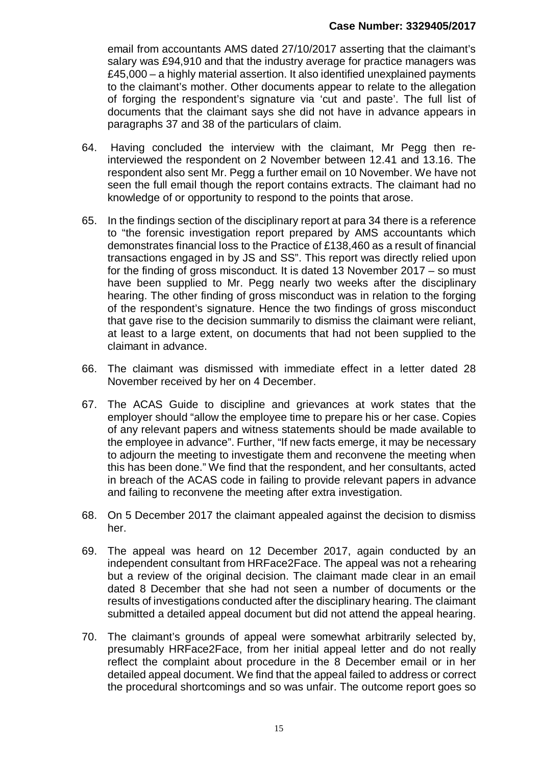email from accountants AMS dated 27/10/2017 asserting that the claimant's salary was £94,910 and that the industry average for practice managers was £45,000 – a highly material assertion. It also identified unexplained payments to the claimant's mother. Other documents appear to relate to the allegation of forging the respondent's signature via 'cut and paste'. The full list of documents that the claimant says she did not have in advance appears in paragraphs 37 and 38 of the particulars of claim.

64. Having concluded the interview with the claimant, Mr Pegg then re-interviewed the respondent on 2 November between 12.41 and 13.16. The respondent also sent Mr. Pegg a further email on 10 November. We have not seen the full email though the report contains extracts. The claimant had no knowledge of or opportunity to respond to the points that arose.

65. In the findings section of the disciplinary report at para 34 there is a reference to "the forensic investigation report prepared by AMS accountants which demonstrates financial loss to the Practice of £138,460 as a result of financial transactions engaged in by JS and SS". This report was directly relied upon for the finding of gross misconduct. It is dated 13 November 2017 – so must have been supplied to Mr. Pegg nearly two weeks after the disciplinary hearing. The other finding of gross misconduct was in relation to the forging of the respondent's signature. Hence the two findings of gross misconduct that gave rise to the decision summarily to dismiss the claimant were reliant, at least to a large extent, on documents that had not been supplied to the claimant in advance.

66. The claimant was dismissed with immediate effect in a letter dated 28 November received by her on 4 December.

67. The ACAS Guide to discipline and grievances at work states that the employer should "allow the employee time to prepare his or her case. Copies of any relevant papers and witness statements should be made available to the employee in advance". Further, "If new facts emerge, it may be necessary to adjourn the meeting to investigate them and reconvene the meeting when this has been done." We find that the respondent, and her consultants, acted in breach of the ACAS code in failing to provide relevant papers in advance and failing to reconvene the meeting after extra investigation.

68. On 5 December 2017 the claimant appealed against the decision to dismiss her.

69. The appeal was heard on 12 December 2017, again conducted by an independent consultant from HRFace2Face. The appeal was not a rehearing but a review of the original decision. The claimant made clear in an email dated 8 December that she had not seen a number of documents or the results of investigations conducted after the disciplinary hearing. The claimant submitted a detailed appeal document but did not attend the appeal hearing.

70. The claimant's grounds of appeal were somewhat arbitrarily selected by, presumably HRFace2Face, from her initial appeal letter and do not really reflect the complaint about procedure in the 8 December email or in her detailed appeal document. We find that the appeal failed to address or correct the procedural shortcomings and so was unfair. The outcome report goes so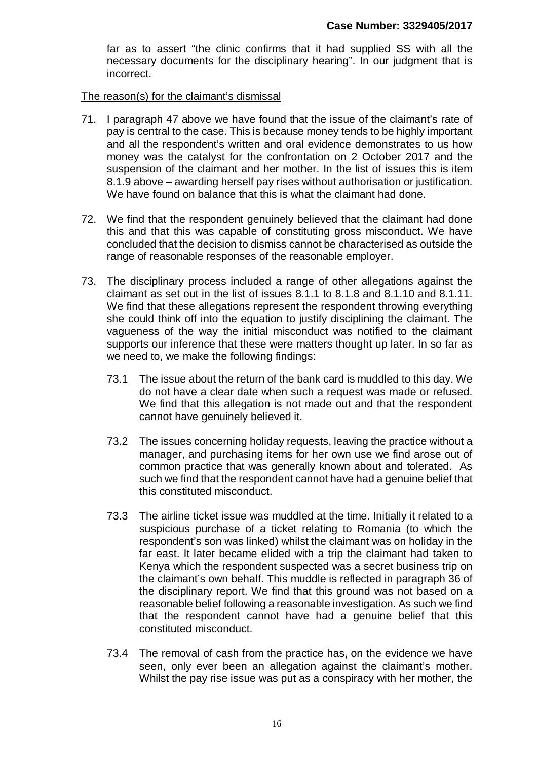far as to assert "the clinic confirms that it had supplied SS with all the necessary documents for the disciplinary hearing". In our judgment that is incorrect.

The reason(s) for the claimant's dismissal

71. I paragraph 47 above we have found that the issue of the claimant's rate of pay is central to the case. This is because money tends to be highly important and all the respondent's written and oral evidence demonstrates to us how money was the catalyst for the confrontation on 2 October 2017 and the suspension of the claimant and her mother. In the list of issues this is item 8.1.9 above – awarding herself pay rises without authorisation or justification. We have found on balance that this is what the claimant had done.

72. We find that the respondent genuinely believed that the claimant had done this and that this was capable of constituting gross misconduct. We have concluded that the decision to dismiss cannot be characterised as outside the range of reasonable responses of the reasonable employer.

73. The disciplinary process included a range of other allegations against the claimant as set out in the list of issues 8.1.1 to 8.1.8 and 8.1.10 and 8.1.11. We find that these allegations represent the respondent throwing everything she could think off into the equation to justify disciplining the claimant. The vagueness of the way the initial misconduct was notified to the claimant supports our inference that these were matters thought up later. In so far as we need to, we make the following findings:

    73.1 The issue about the return of the bank card is muddled to this day. We do not have a clear date when such a request was made or refused. We find that this allegation is not made out and that the respondent cannot have genuinely believed it.

    73.2 The issues concerning holiday requests, leaving the practice without a manager, and purchasing items for her own use we find arose out of common practice that was generally known about and tolerated. As such we find that the respondent cannot have had a genuine belief that this constituted misconduct.

    73.3 The airline ticket issue was muddled at the time. Initially it related to a suspicious purchase of a ticket relating to Romania (to which the respondent's son was linked) whilst the claimant was on holiday in the far east. It later became elided with a trip the claimant had taken to Kenya which the respondent suspected was a secret business trip on the claimant's own behalf. This muddle is reflected in paragraph 36 of the disciplinary report. We find that this ground was not based on a reasonable belief following a reasonable investigation. As such we find that the respondent cannot have had a genuine belief that this constituted misconduct.

    73.4 The removal of cash from the practice has, on the evidence we have seen, only ever been an allegation against the claimant's mother. Whilst the pay rise issue was put as a conspiracy with her mother, the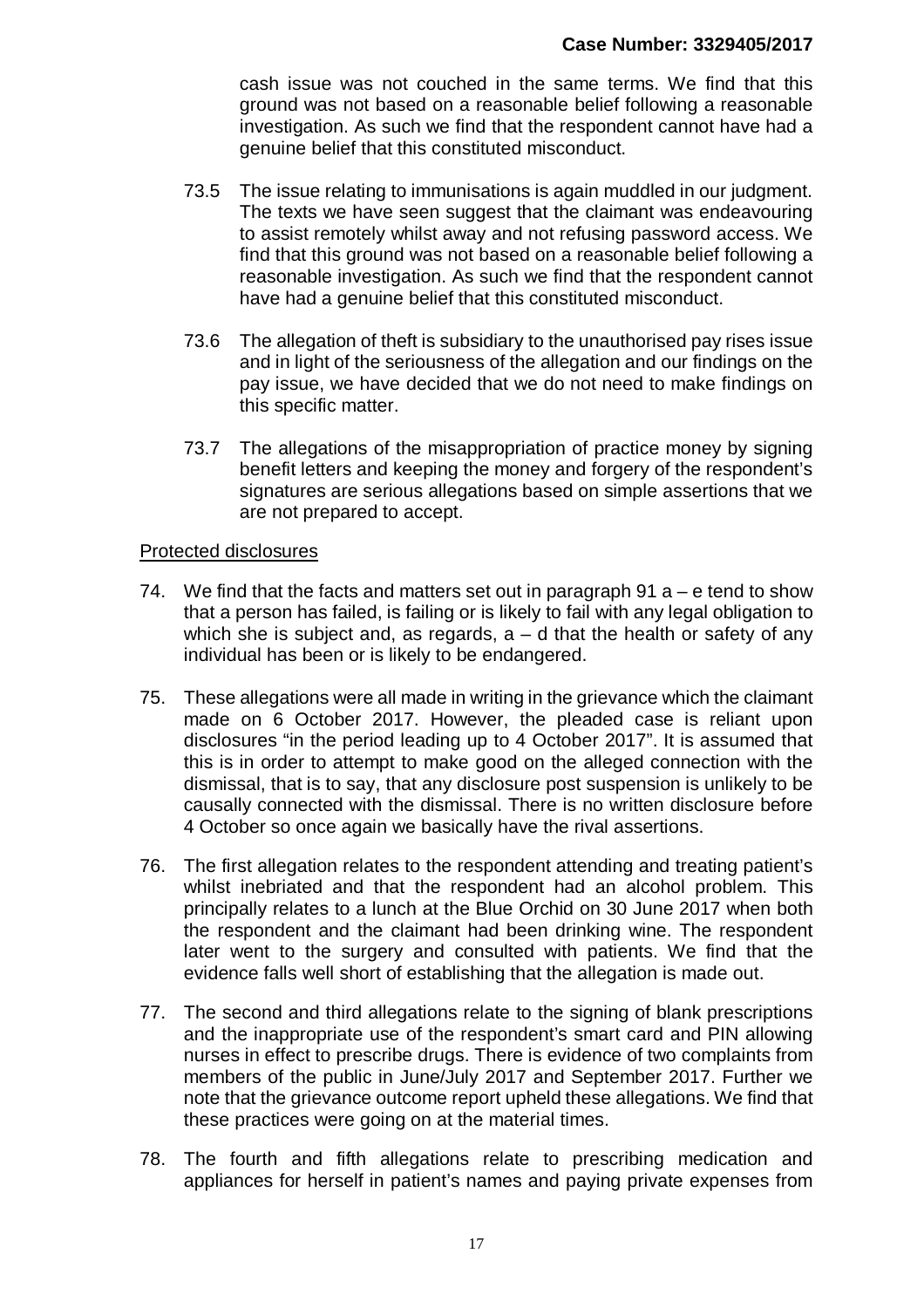cash issue was not couched in the same terms. We find that this ground was not based on a reasonable belief following a reasonable investigation. As such we find that the respondent cannot have had a genuine belief that this constituted misconduct.

73.5 The issue relating to immunisations is again muddled in our judgment. The texts we have seen suggest that the claimant was endeavouring to assist remotely whilst away and not refusing password access. We find that this ground was not based on a reasonable belief following a reasonable investigation. As such we find that the respondent cannot have had a genuine belief that this constituted misconduct.

73.6 The allegation of theft is subsidiary to the unauthorised pay rises issue and in light of the seriousness of the allegation and our findings on the pay issue, we have decided that we do not need to make findings on this specific matter.

73.7 The allegations of the misappropriation of practice money by signing benefit letters and keeping the money and forgery of the respondent's signatures are serious allegations based on simple assertions that we are not prepared to accept.

Protected disclosures

74. We find that the facts and matters set out in paragraph 91 a – e tend to show that a person has failed, is failing or is likely to fail with any legal obligation to which she is subject and, as regards, a – d that the health or safety of any individual has been or is likely to be endangered.

75. These allegations were all made in writing in the grievance which the claimant made on 6 October 2017. However, the pleaded case is reliant upon disclosures "in the period leading up to 4 October 2017". It is assumed that this is in order to attempt to make good on the alleged connection with the dismissal, that is to say, that any disclosure post suspension is unlikely to be causally connected with the dismissal. There is no written disclosure before 4 October so once again we basically have the rival assertions.

76. The first allegation relates to the respondent attending and treating patient's whilst inebriated and that the respondent had an alcohol problem. This principally relates to a lunch at the Blue Orchid on 30 June 2017 when both the respondent and the claimant had been drinking wine. The respondent later went to the surgery and consulted with patients. We find that the evidence falls well short of establishing that the allegation is made out.

77. The second and third allegations relate to the signing of blank prescriptions and the inappropriate use of the respondent's smart card and PIN allowing nurses in effect to prescribe drugs. There is evidence of two complaints from members of the public in June/July 2017 and September 2017. Further we note that the grievance outcome report upheld these allegations. We find that these practices were going on at the material times.

78. The fourth and fifth allegations relate to prescribing medication and appliances for herself in patient's names and paying private expenses from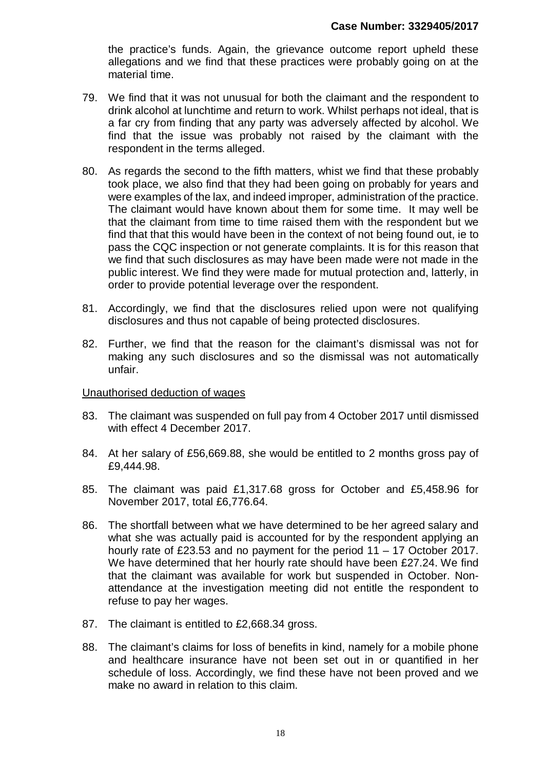the practice's funds. Again, the grievance outcome report upheld these allegations and we find that these practices were probably going on at the material time.

79. We find that it was not unusual for both the claimant and the respondent to drink alcohol at lunchtime and return to work. Whilst perhaps not ideal, that is a far cry from finding that any party was adversely affected by alcohol. We find that the issue was probably not raised by the claimant with the respondent in the terms alleged.

80. As regards the second to the fifth matters, whist we find that these probably took place, we also find that they had been going on probably for years and were examples of the lax, and indeed improper, administration of the practice. The claimant would have known about them for some time. It may well be that the claimant from time to time raised them with the respondent but we find that that this would have been in the context of not being found out, ie to pass the CQC inspection or not generate complaints. It is for this reason that we find that such disclosures as may have been made were not made in the public interest. We find they were made for mutual protection and, latterly, in order to provide potential leverage over the respondent.

81. Accordingly, we find that the disclosures relied upon were not qualifying disclosures and thus not capable of being protected disclosures.

82. Further, we find that the reason for the claimant's dismissal was not for making any such disclosures and so the dismissal was not automatically unfair.

Unauthorised deduction of wages

83. The claimant was suspended on full pay from 4 October 2017 until dismissed with effect 4 December 2017.

84. At her salary of £56,669.88, she would be entitled to 2 months gross pay of £9,444.98.

85. The claimant was paid £1,317.68 gross for October and £5,458.96 for November 2017, total £6,776.64.

86. The shortfall between what we have determined to be her agreed salary and what she was actually paid is accounted for by the respondent applying an hourly rate of £23.53 and no payment for the period 11 – 17 October 2017. We have determined that her hourly rate should have been £27.24. We find that the claimant was available for work but suspended in October. Non-attendance at the investigation meeting did not entitle the respondent to refuse to pay her wages.

87. The claimant is entitled to £2,668.34 gross.

88. The claimant's claims for loss of benefits in kind, namely for a mobile phone and healthcare insurance have not been set out in or quantified in her schedule of loss. Accordingly, we find these have not been proved and we make no award in relation to this claim.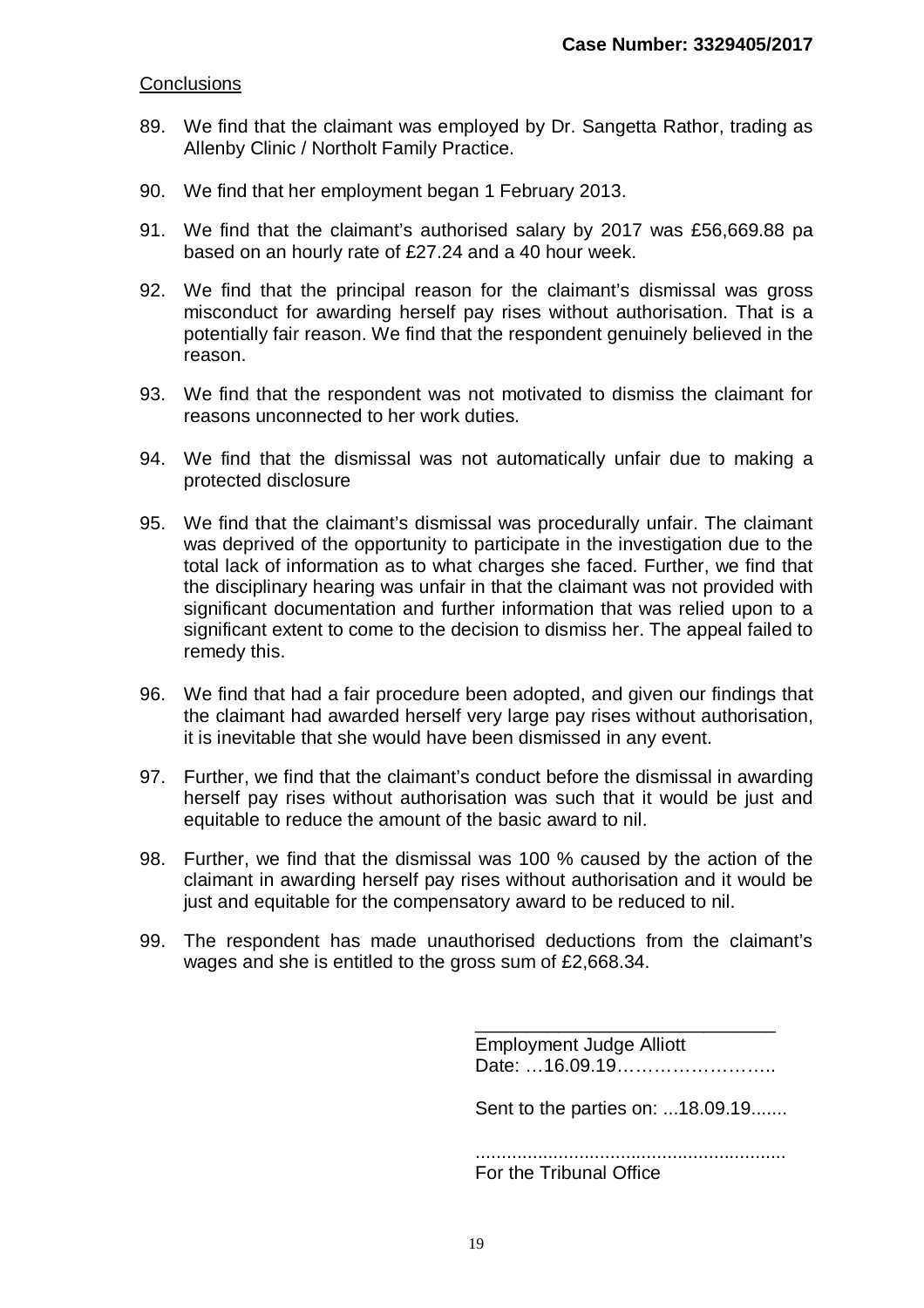Conclusions

89. We find that the claimant was employed by Dr. Sangetta Rathor, trading as Allenby Clinic / Northolt Family Practice.

90. We find that her employment began 1 February 2013.

91. We find that the claimant's authorised salary by 2017 was £56,669.88 pa based on an hourly rate of £27.24 and a 40 hour week.

92. We find that the principal reason for the claimant's dismissal was gross misconduct for awarding herself pay rises without authorisation. That is a potentially fair reason. We find that the respondent genuinely believed in the reason.

93. We find that the respondent was not motivated to dismiss the claimant for reasons unconnected to her work duties.

94. We find that the dismissal was not automatically unfair due to making a protected disclosure

95. We find that the claimant's dismissal was procedurally unfair. The claimant was deprived of the opportunity to participate in the investigation due to the total lack of information as to what charges she faced. Further, we find that the disciplinary hearing was unfair in that the claimant was not provided with significant documentation and further information that was relied upon to a significant extent to come to the decision to dismiss her. The appeal failed to remedy this.

96. We find that had a fair procedure been adopted, and given our findings that the claimant had awarded herself very large pay rises without authorisation, it is inevitable that she would have been dismissed in any event.

97. Further, we find that the claimant's conduct before the dismissal in awarding herself pay rises without authorisation was such that it would be just and equitable to reduce the amount of the basic award to nil.

98. Further, we find that the dismissal was 100 % caused by the action of the claimant in awarding herself pay rises without authorisation and it would be just and equitable for the compensatory award to be reduced to nil.

99. The respondent has made unauthorised deductions from the claimant's wages and she is entitled to the gross sum of £2,668.34.

Employment Judge Alliott
Date: …16.09.19……………………..

Sent to the parties on: ...18.09.19.......

..........................................................
For the Tribunal Office